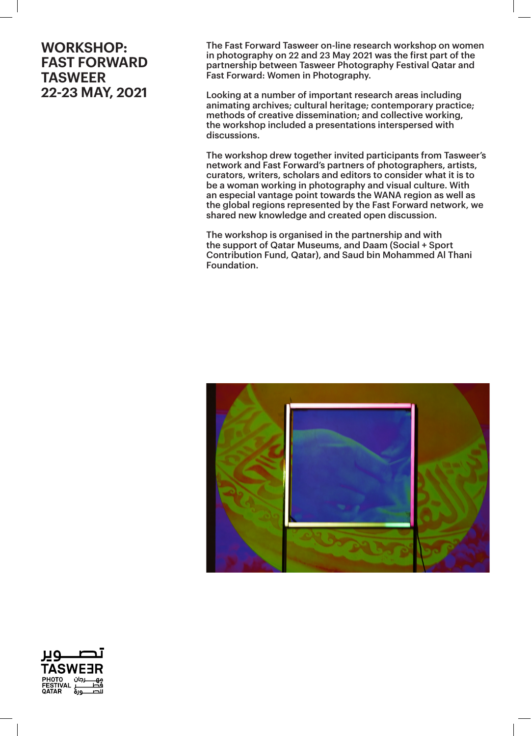# WORKSHOP: FAST FORWARD TASWEER 22-23 MAY, 2021

The Fast Forward Tasweer on-line research workshop on women in photography on 22 and 23 May 2021 was the first part of the partnership between Tasweer Photography Festival Qatar and Fast Forward: Women in Photography.

Looking at a number of important research areas including animating archives; cultural heritage; contemporary practice; methods of creative dissemination; and collective working, the workshop included a presentations interspersed with discussions.

The workshop drew together invited participants from Tasweer's network and Fast Forward's partners of photographers, artists, curators, writers, scholars and editors to consider what it is to be a woman working in photography and visual culture. With an especial vantage point towards the WANA region as well as the global regions represented by the Fast Forward network, we shared new knowledge and created open discussion.

The workshop is organised in the partnership and with the support of Qatar Museums, and Daam (Social + Sport Contribution Fund, Qatar), and Saud bin Mohammed Al Thani Foundation.

تصوير
TASWEER
PHOTO FESTIVAL QATAR
مهرجان قطر للصورة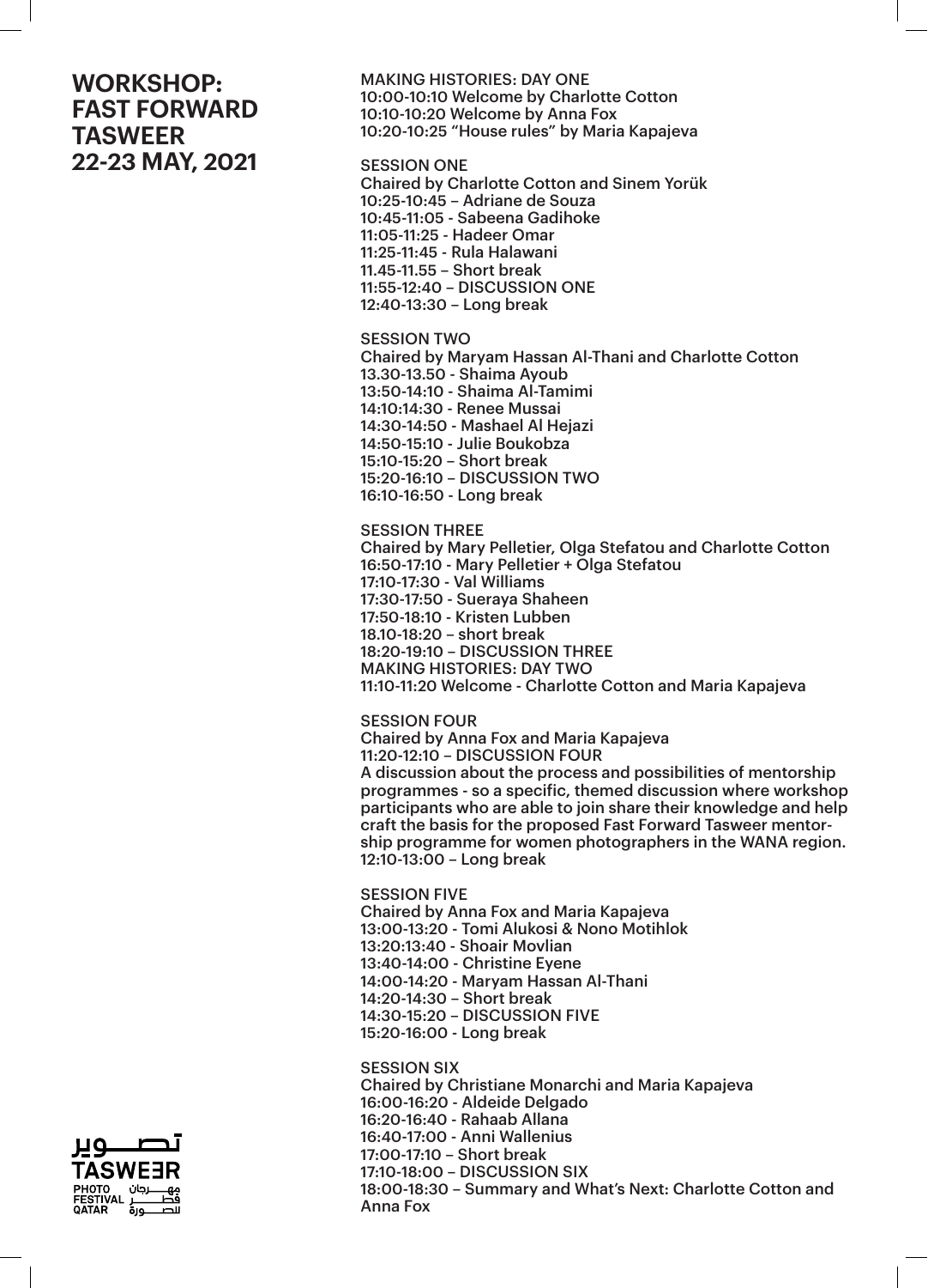# WORKSHOP: FAST FORWARD TASWEER 22-23 MAY, 2021

MAKING HISTORIES: DAY ONE
10:00-10:10 Welcome by Charlotte Cotton
10:10-10:20 Welcome by Anna Fox
10:20-10:25 “House rules” by Maria Kapajeva

SESSION ONE
Chaired by Charlotte Cotton and Sinem Yorük
10:25-10:45 – Adriane de Souza
10:45-11:05 - Sabeena Gadihoke
11:05-11:25 - Hadeer Omar
11:25-11:45 - Rula Halawani
11.45-11.55 – Short break
11:55-12:40 – DISCUSSION ONE
12:40-13:30 – Long break

SESSION TWO
Chaired by Maryam Hassan Al-Thani and Charlotte Cotton
13.30-13.50 - Shaima Ayoub
13:50-14:10 - Shaima Al-Tamimi
14:10:14:30 - Renee Mussai
14:30-14:50 - Mashael Al Hejazi
14:50-15:10 - Julie Boukobza
15:10-15:20 – Short break
15:20-16:10 – DISCUSSION TWO
16:10-16:50 - Long break

SESSION THREE
Chaired by Mary Pelletier, Olga Stefatou and Charlotte Cotton
16:50-17:10 - Mary Pelletier + Olga Stefatou
17:10-17:30 - Val Williams
17:30-17:50 - Sueraya Shaheen
17:50-18:10 - Kristen Lubben
18.10-18:20 – short break
18:20-19:10 – DISCUSSION THREE
MAKING HISTORIES: DAY TWO
11:10-11:20 Welcome - Charlotte Cotton and Maria Kapajeva

SESSION FOUR
Chaired by Anna Fox and Maria Kapajeva
11:20-12:10 – DISCUSSION FOUR
A discussion about the process and possibilities of mentorship programmes - so a specific, themed discussion where workshop participants who are able to join share their knowledge and help craft the basis for the proposed Fast Forward Tasweer mentorship programme for women photographers in the WANA region.
12:10-13:00 – Long break

SESSION FIVE
Chaired by Anna Fox and Maria Kapajeva
13:00-13:20 - Tomi Alukosi & Nono Motihlok
13:20:13:40 - Shoair Movlian
13:40-14:00 - Christine Eyene
14:00-14:20 - Maryam Hassan Al-Thani
14:20-14:30 – Short break
14:30-15:20 – DISCUSSION FIVE
15:20-16:00 - Long break

SESSION SIX
Chaired by Christiane Monarchi and Maria Kapajeva
16:00-16:20 - Aldeide Delgado
16:20-16:40 - Rahaab Allana
16:40-17:00 - Anni Wallenius
17:00-17:10 – Short break
17:10-18:00 – DISCUSSION SIX
18:00-18:30 – Summary and What’s Next: Charlotte Cotton and Anna Fox

تصوير
TASWEER
PHOTO FESTIVAL QATAR
مهرجان قطر للصورة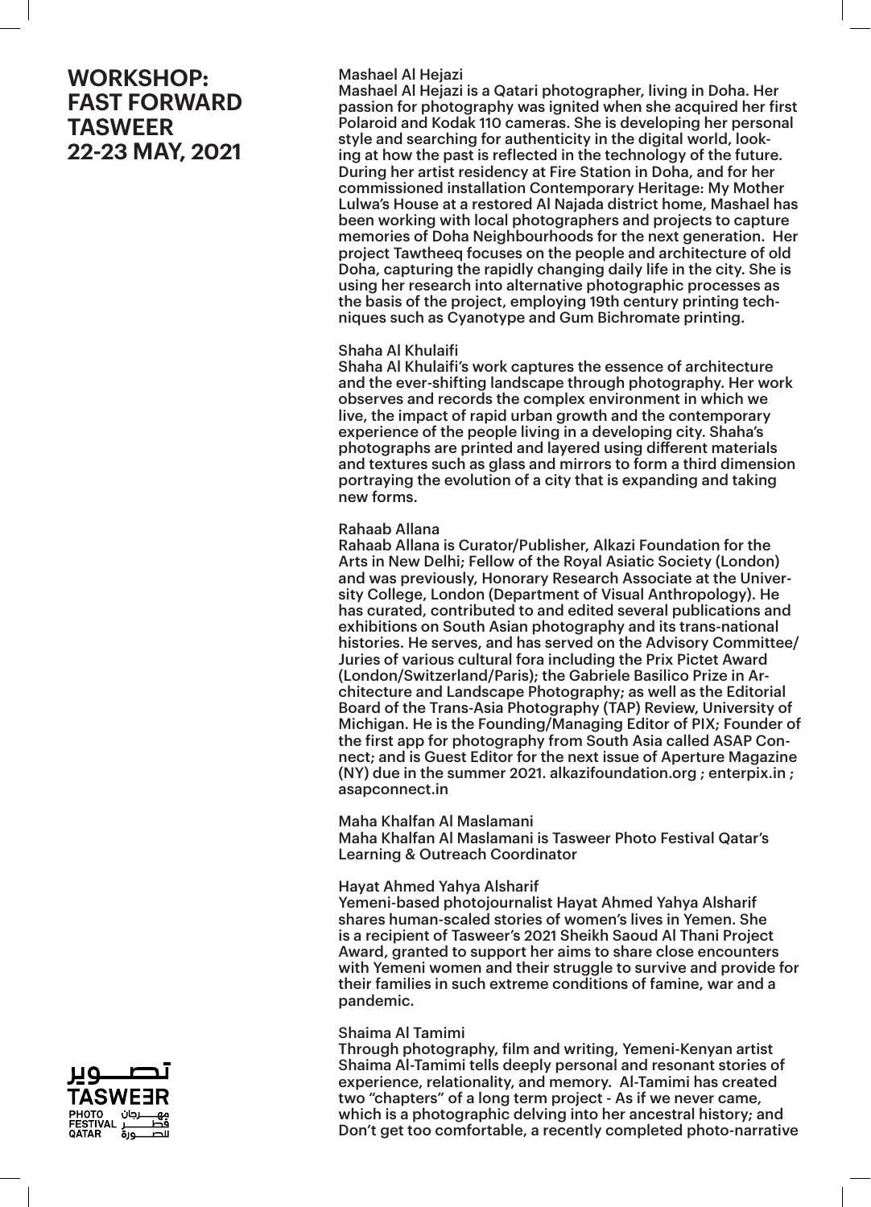# WORKSHOP: FAST FORWARD TASWEER 22-23 MAY, 2021

### Mashael Al Hejazi

Mashael Al Hejazi is a Qatari photographer, living in Doha. Her passion for photography was ignited when she acquired her first Polaroid and Kodak 110 cameras. She is developing her personal style and searching for authenticity in the digital world, looking at how the past is reflected in the technology of the future. During her artist residency at Fire Station in Doha, and for her commissioned installation Contemporary Heritage: My Mother Lulwa's House at a restored Al Najada district home, Mashael has been working with local photographers and projects to capture memories of Doha Neighbourhoods for the next generation. Her project Tawtheeq focuses on the people and architecture of old Doha, capturing the rapidly changing daily life in the city. She is using her research into alternative photographic processes as the basis of the project, employing 19th century printing techniques such as Cyanotype and Gum Bichromate printing.

### Shaha Al Khulaifi

Shaha Al Khulaifi's work captures the essence of architecture and the ever-shifting landscape through photography. Her work observes and records the complex environment in which we live, the impact of rapid urban growth and the contemporary experience of the people living in a developing city. Shaha's photographs are printed and layered using different materials and textures such as glass and mirrors to form a third dimension portraying the evolution of a city that is expanding and taking new forms.

### Rahaab Allana

Rahaab Allana is Curator/Publisher, Alkazi Foundation for the Arts in New Delhi; Fellow of the Royal Asiatic Society (London) and was previously, Honorary Research Associate at the University College, London (Department of Visual Anthropology). He has curated, contributed to and edited several publications and exhibitions on South Asian photography and its trans-national histories. He serves, and has served on the Advisory Committee/ Juries of various cultural fora including the Prix Pictet Award (London/Switzerland/Paris); the Gabriele Basilico Prize in Architecture and Landscape Photography; as well as the Editorial Board of the Trans-Asia Photography (TAP) Review, University of Michigan. He is the Founding/Managing Editor of PIX; Founder of the first app for photography from South Asia called ASAP Connect; and is Guest Editor for the next issue of Aperture Magazine (NY) due in the summer 2021. alkazifoundation.org ; enterpix.in ; asapconnect.in

### Maha Khalfan Al Maslamani

Maha Khalfan Al Maslamani is Tasweer Photo Festival Qatar's Learning & Outreach Coordinator

### Hayat Ahmed Yahya Alsharif

Yemeni-based photojournalist Hayat Ahmed Yahya Alsharif shares human-scaled stories of women's lives in Yemen. She is a recipient of Tasweer's 2021 Sheikh Saoud Al Thani Project Award, granted to support her aims to share close encounters with Yemeni women and their struggle to survive and provide for their families in such extreme conditions of famine, war and a pandemic.

### Shaima Al Tamimi

Through photography, film and writing, Yemeni-Kenyan artist Shaima Al-Tamimi tells deeply personal and resonant stories of experience, relationality, and memory. Al-Tamimi has created two "chapters" of a long term project - As if we never came, which is a photographic delving into her ancestral history; and Don't get too comfortable, a recently completed photo-narrative

تصوير
TASWEER
PHOTO FESTIVAL QATAR
مهرجان قطر للصورة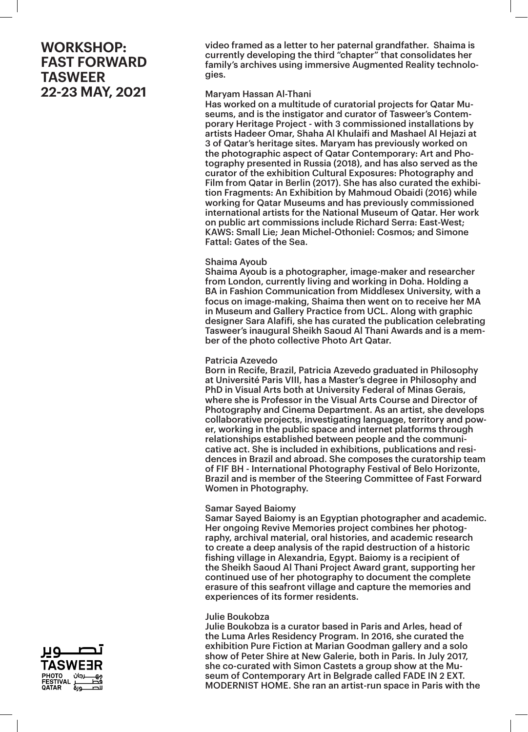# WORKSHOP: FAST FORWARD TASWEER 22-23 MAY, 2021

video framed as a letter to her paternal grandfather. Shaima is currently developing the third "chapter" that consolidates her family's archives using immersive Augmented Reality technologies.

Maryam Hassan Al-Thani
Has worked on a multitude of curatorial projects for Qatar Museums, and is the instigator and curator of Tasweer's Contemporary Heritage Project - with 3 commissioned installations by artists Hadeer Omar, Shaha Al Khulaifi and Mashael Al Hejazi at 3 of Qatar's heritage sites. Maryam has previously worked on the photographic aspect of Qatar Contemporary: Art and Photography presented in Russia (2018), and has also served as the curator of the exhibition Cultural Exposures: Photography and Film from Qatar in Berlin (2017). She has also curated the exhibition Fragments: An Exhibition by Mahmoud Obaidi (2016) while working for Qatar Museums and has previously commissioned international artists for the National Museum of Qatar. Her work on public art commissions include Richard Serra: East-West; KAWS: Small Lie; Jean Michel-Othoniel: Cosmos; and Simone Fattal: Gates of the Sea.

Shaima Ayoub
Shaima Ayoub is a photographer, image-maker and researcher from London, currently living and working in Doha. Holding a BA in Fashion Communication from Middlesex University, with a focus on image-making, Shaima then went on to receive her MA in Museum and Gallery Practice from UCL. Along with graphic designer Sara Alafifi, she has curated the publication celebrating Tasweer's inaugural Sheikh Saoud Al Thani Awards and is a member of the photo collective Photo Art Qatar.

Patricia Azevedo
Born in Recife, Brazil, Patricia Azevedo graduated in Philosophy at Université Paris VIII, has a Master's degree in Philosophy and PhD in Visual Arts both at University Federal of Minas Gerais, where she is Professor in the Visual Arts Course and Director of Photography and Cinema Department. As an artist, she develops collaborative projects, investigating language, territory and power, working in the public space and internet platforms through relationships established between people and the communicative act. She is included in exhibitions, publications and residences in Brazil and abroad. She composes the curatorship team of FIF BH - International Photography Festival of Belo Horizonte, Brazil and is member of the Steering Committee of Fast Forward Women in Photography.

Samar Sayed Baiomy
Samar Sayed Baiomy is an Egyptian photographer and academic. Her ongoing Revive Memories project combines her photography, archival material, oral histories, and academic research to create a deep analysis of the rapid destruction of a historic fishing village in Alexandria, Egypt. Baiomy is a recipient of the Sheikh Saoud Al Thani Project Award grant, supporting her continued use of her photography to document the complete erasure of this seafront village and capture the memories and experiences of its former residents.

Julie Boukobza
Julie Boukobza is a curator based in Paris and Arles, head of the Luma Arles Residency Program. In 2016, she curated the exhibition Pure Fiction at Marian Goodman gallery and a solo show of Peter Shire at New Galerie, both in Paris. In July 2017, she co-curated with Simon Castets a group show at the Museum of Contemporary Art in Belgrade called FADE IN 2 EXT. MODERNIST HOME. She ran an artist-run space in Paris with the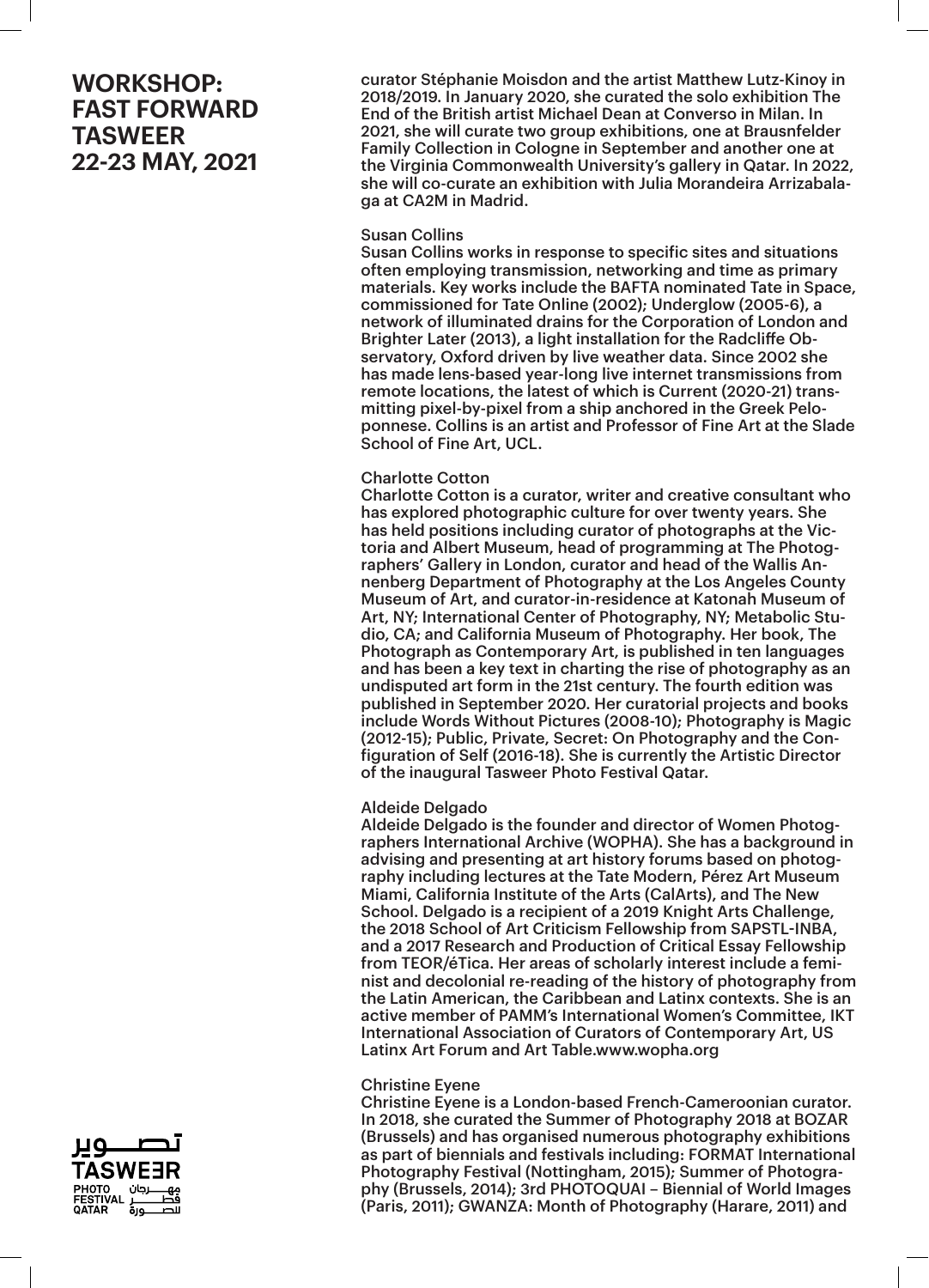curator Stéphanie Moisdon and the artist Matthew Lutz-Kinoy in 2018/2019. In January 2020, she curated the solo exhibition The End of the British artist Michael Dean at Converso in Milan. In 2021, she will curate two group exhibitions, one at Brausnfelder Family Collection in Cologne in September and another one at the Virginia Commonwealth University's gallery in Qatar. In 2022, she will co-curate an exhibition with Julia Morandeira Arrizabalaga at CA2M in Madrid.

Susan Collins
Susan Collins works in response to specific sites and situations often employing transmission, networking and time as primary materials. Key works include the BAFTA nominated Tate in Space, commissioned for Tate Online (2002); Underglow (2005-6), a network of illuminated drains for the Corporation of London and Brighter Later (2013), a light installation for the Radcliffe Observatory, Oxford driven by live weather data. Since 2002 she has made lens-based year-long live internet transmissions from remote locations, the latest of which is Current (2020-21) transmitting pixel-by-pixel from a ship anchored in the Greek Peloponnese. Collins is an artist and Professor of Fine Art at the Slade School of Fine Art, UCL.

Charlotte Cotton
Charlotte Cotton is a curator, writer and creative consultant who has explored photographic culture for over twenty years. She has held positions including curator of photographs at the Victoria and Albert Museum, head of programming at The Photographers' Gallery in London, curator and head of the Wallis Annenberg Department of Photography at the Los Angeles County Museum of Art, and curator-in-residence at Katonah Museum of Art, NY; International Center of Photography, NY; Metabolic Studio, CA; and California Museum of Photography. Her book, The Photograph as Contemporary Art, is published in ten languages and has been a key text in charting the rise of photography as an undisputed art form in the 21st century. The fourth edition was published in September 2020. Her curatorial projects and books include Words Without Pictures (2008-10); Photography is Magic (2012-15); Public, Private, Secret: On Photography and the Configuration of Self (2016-18). She is currently the Artistic Director of the inaugural Tasweer Photo Festival Qatar.

Aldeide Delgado
Aldeide Delgado is the founder and director of Women Photographers International Archive (WOPHA). She has a background in advising and presenting at art history forums based on photography including lectures at the Tate Modern, Pérez Art Museum Miami, California Institute of the Arts (CalArts), and The New School. Delgado is a recipient of a 2019 Knight Arts Challenge, the 2018 School of Art Criticism Fellowship from SAPSTL-INBA, and a 2017 Research and Production of Critical Essay Fellowship from TEOR/éTica. Her areas of scholarly interest include a feminist and decolonial re-reading of the history of photography from the Latin American, the Caribbean and Latinx contexts. She is an active member of PAMM's International Women's Committee, IKT International Association of Curators of Contemporary Art, US Latinx Art Forum and Art Table.www.wopha.org

Christine Eyene
Christine Eyene is a London-based French-Cameroonian curator. In 2018, she curated the Summer of Photography 2018 at BOZAR (Brussels) and has organised numerous photography exhibitions as part of biennials and festivals including: FORMAT International Photography Festival (Nottingham, 2015); Summer of Photography (Brussels, 2014); 3rd PHOTOQUAI – Biennial of World Images (Paris, 2011); GWANZA: Month of Photography (Harare, 2011) and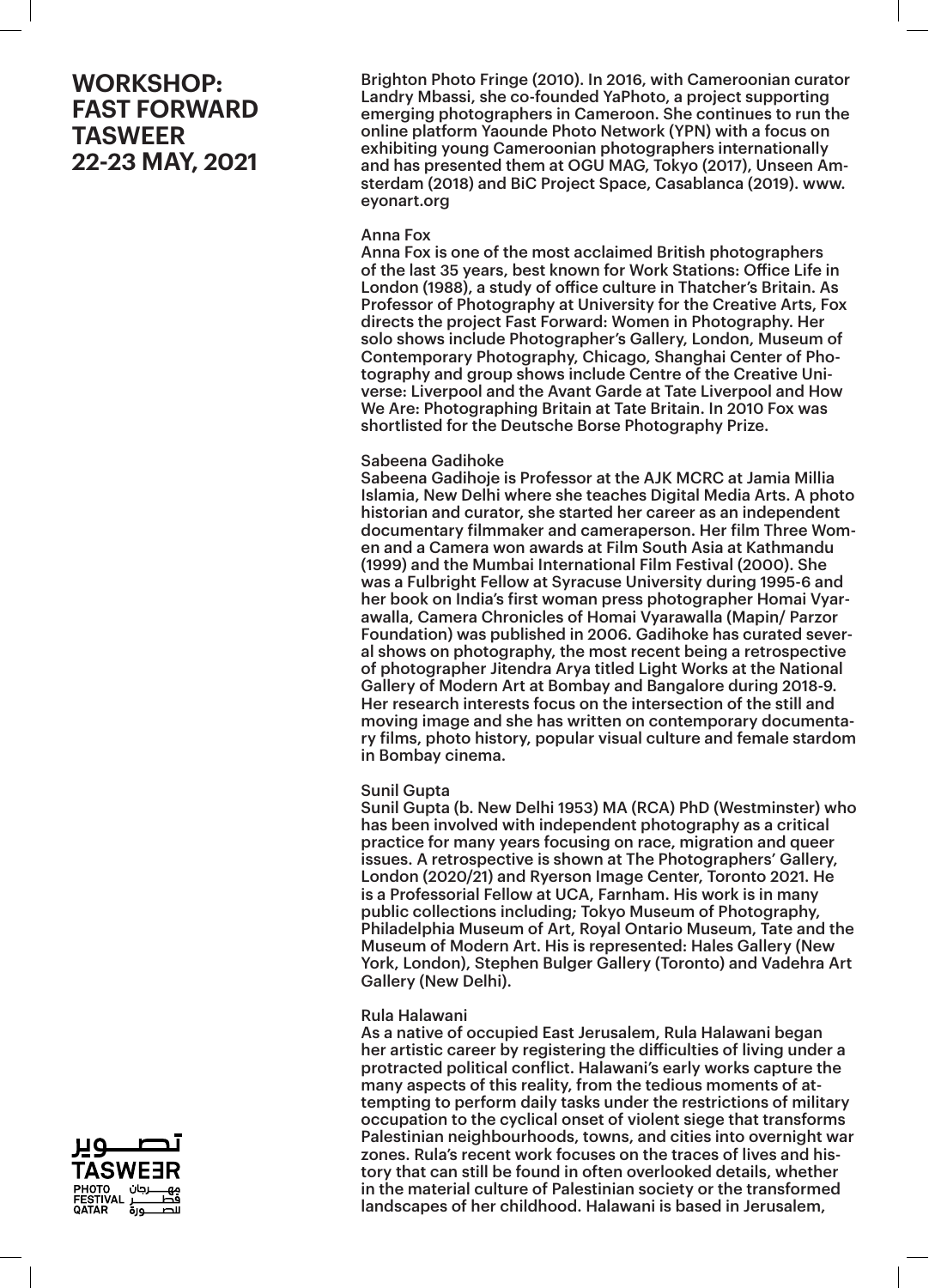# WORKSHOP: FAST FORWARD TASWEER 22-23 MAY, 2021

Brighton Photo Fringe (2010). In 2016, with Cameroonian curator Landry Mbassi, she co-founded YaPhoto, a project supporting emerging photographers in Cameroon. She continues to run the online platform Yaounde Photo Network (YPN) with a focus on exhibiting young Cameroonian photographers internationally and has presented them at OGU MAG, Tokyo (2017), Unseen Amsterdam (2018) and BiC Project Space, Casablanca (2019). www.eyonart.org

Anna Fox
Anna Fox is one of the most acclaimed British photographers of the last 35 years, best known for Work Stations: Office Life in London (1988), a study of office culture in Thatcher's Britain. As Professor of Photography at University for the Creative Arts, Fox directs the project Fast Forward: Women in Photography. Her solo shows include Photographer's Gallery, London, Museum of Contemporary Photography, Chicago, Shanghai Center of Photography and group shows include Centre of the Creative Universe: Liverpool and the Avant Garde at Tate Liverpool and How We Are: Photographing Britain at Tate Britain. In 2010 Fox was shortlisted for the Deutsche Borse Photography Prize.

Sabeena Gadihoke
Sabeena Gadihoje is Professor at the AJK MCRC at Jamia Millia Islamia, New Delhi where she teaches Digital Media Arts. A photo historian and curator, she started her career as an independent documentary filmmaker and cameraperson. Her film Three Women and a Camera won awards at Film South Asia at Kathmandu (1999) and the Mumbai International Film Festival (2000). She was a Fulbright Fellow at Syracuse University during 1995-6 and her book on India's first woman press photographer Homai Vyarawalla, Camera Chronicles of Homai Vyarawalla (Mapin/ Parzor Foundation) was published in 2006. Gadihoke has curated several shows on photography, the most recent being a retrospective of photographer Jitendra Arya titled Light Works at the National Gallery of Modern Art at Bombay and Bangalore during 2018-9. Her research interests focus on the intersection of the still and moving image and she has written on contemporary documentary films, photo history, popular visual culture and female stardom in Bombay cinema.

Sunil Gupta
Sunil Gupta (b. New Delhi 1953) MA (RCA) PhD (Westminster) who has been involved with independent photography as a critical practice for many years focusing on race, migration and queer issues. A retrospective is shown at The Photographers' Gallery, London (2020/21) and Ryerson Image Center, Toronto 2021. He is a Professorial Fellow at UCA, Farnham. His work is in many public collections including; Tokyo Museum of Photography, Philadelphia Museum of Art, Royal Ontario Museum, Tate and the Museum of Modern Art. His is represented: Hales Gallery (New York, London), Stephen Bulger Gallery (Toronto) and Vadehra Art Gallery (New Delhi).

Rula Halawani
As a native of occupied East Jerusalem, Rula Halawani began her artistic career by registering the difficulties of living under a protracted political conflict. Halawani's early works capture the many aspects of this reality, from the tedious moments of attempting to perform daily tasks under the restrictions of military occupation to the cyclical onset of violent siege that transforms Palestinian neighbourhoods, towns, and cities into overnight war zones. Rula's recent work focuses on the traces of lives and history that can still be found in often overlooked details, whether in the material culture of Palestinian society or the transformed landscapes of her childhood. Halawani is based in Jerusalem,

تصوير
TASWEER
PHOTO FESTIVAL QATAR
مهرجان قطر للصورة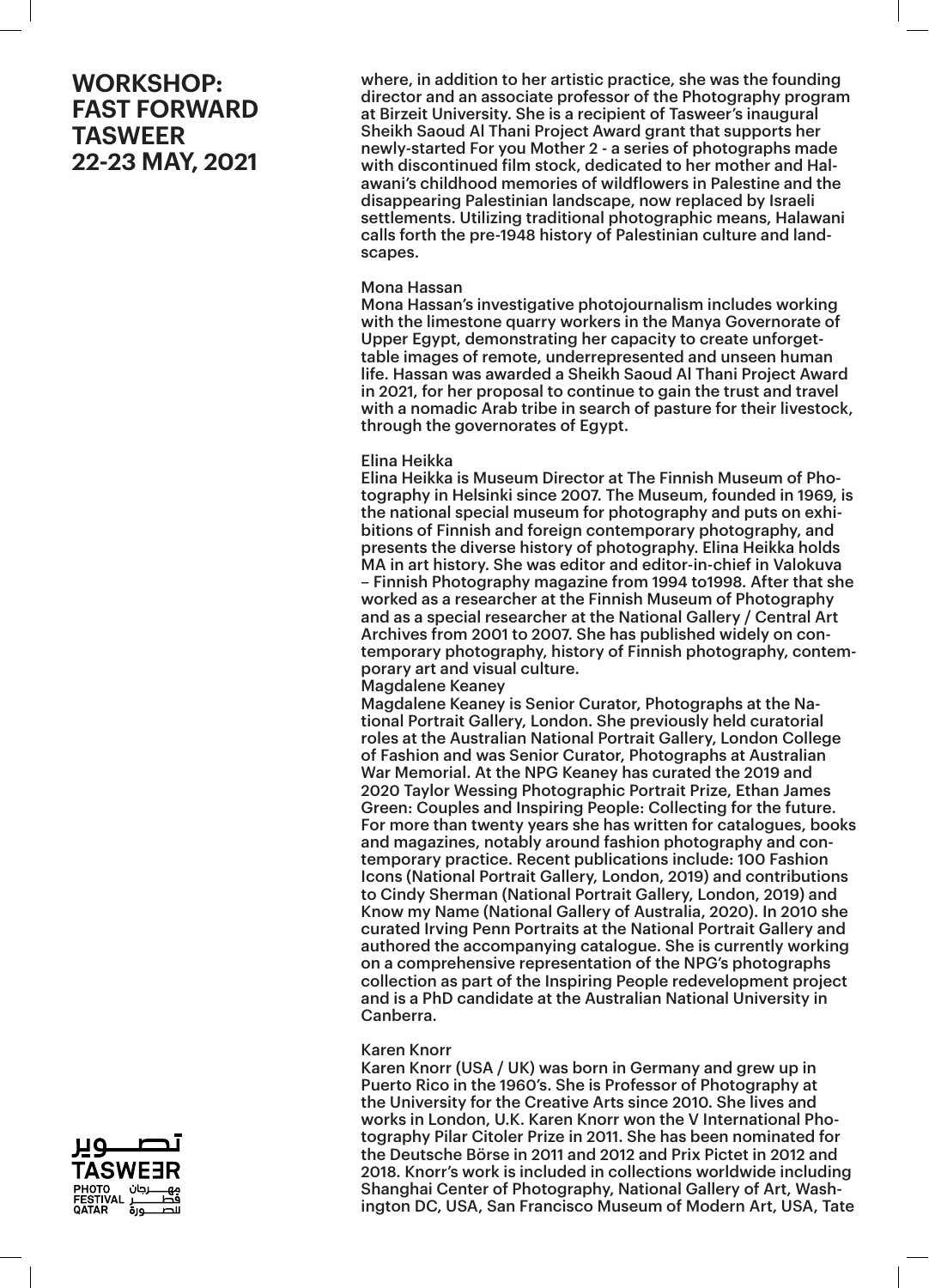# WORKSHOP: FAST FORWARD TASWEER 22-23 MAY, 2021

where, in addition to her artistic practice, she was the founding director and an associate professor of the Photography program at Birzeit University. She is a recipient of Tasweer's inaugural Sheikh Saoud Al Thani Project Award grant that supports her newly-started For you Mother 2 - a series of photographs made with discontinued film stock, dedicated to her mother and Halawani's childhood memories of wildflowers in Palestine and the disappearing Palestinian landscape, now replaced by Israeli settlements. Utilizing traditional photographic means, Halawani calls forth the pre-1948 history of Palestinian culture and landscapes.

Mona Hassan

Mona Hassan's investigative photojournalism includes working with the limestone quarry workers in the Manya Governorate of Upper Egypt, demonstrating her capacity to create unforgettable images of remote, underrepresented and unseen human life. Hassan was awarded a Sheikh Saoud Al Thani Project Award in 2021, for her proposal to continue to gain the trust and travel with a nomadic Arab tribe in search of pasture for their livestock, through the governorates of Egypt.

Elina Heikka

Elina Heikka is Museum Director at The Finnish Museum of Photography in Helsinki since 2007. The Museum, founded in 1969, is the national special museum for photography and puts on exhibitions of Finnish and foreign contemporary photography, and presents the diverse history of photography. Elina Heikka holds MA in art history. She was editor and editor-in-chief in Valokuva – Finnish Photography magazine from 1994 to1998. After that she worked as a researcher at the Finnish Museum of Photography and as a special researcher at the National Gallery / Central Art Archives from 2001 to 2007. She has published widely on contemporary photography, history of Finnish photography, contemporary art and visual culture.

Magdalene Keaney

Magdalene Keaney is Senior Curator, Photographs at the National Portrait Gallery, London. She previously held curatorial roles at the Australian National Portrait Gallery, London College of Fashion and was Senior Curator, Photographs at Australian War Memorial. At the NPG Keaney has curated the 2019 and 2020 Taylor Wessing Photographic Portrait Prize, Ethan James Green: Couples and Inspiring People: Collecting for the future. For more than twenty years she has written for catalogues, books and magazines, notably around fashion photography and contemporary practice. Recent publications include: 100 Fashion Icons (National Portrait Gallery, London, 2019) and contributions to Cindy Sherman (National Portrait Gallery, London, 2019) and Know my Name (National Gallery of Australia, 2020). In 2010 she curated Irving Penn Portraits at the National Portrait Gallery and authored the accompanying catalogue. She is currently working on a comprehensive representation of the NPG's photographs collection as part of the Inspiring People redevelopment project and is a PhD candidate at the Australian National University in Canberra.

Karen Knorr

Karen Knorr (USA / UK) was born in Germany and grew up in Puerto Rico in the 1960's. She is Professor of Photography at the University for the Creative Arts since 2010. She lives and works in London, U.K. Karen Knorr won the V International Photography Pilar Citoler Prize in 2011. She has been nominated for the Deutsche Börse in 2011 and 2012 and Prix Pictet in 2012 and 2018. Knorr's work is included in collections worldwide including Shanghai Center of Photography, National Gallery of Art, Washington DC, USA, San Francisco Museum of Modern Art, USA, Tate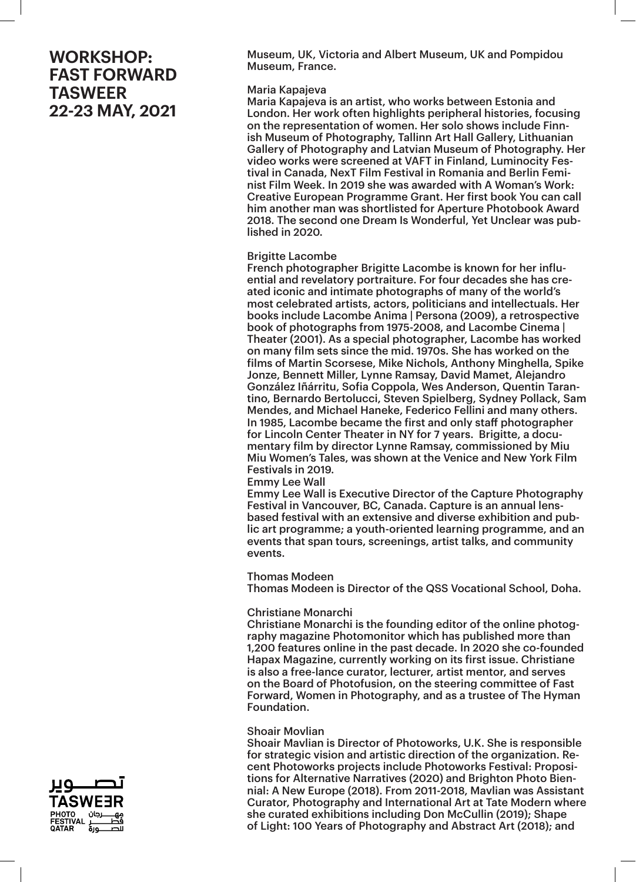# WORKSHOP: FAST FORWARD TASWEER 22-23 MAY, 2021

Museum, UK, Victoria and Albert Museum, UK and Pompidou Museum, France.

Maria Kapajeva
Maria Kapajeva is an artist, who works between Estonia and London. Her work often highlights peripheral histories, focusing on the representation of women. Her solo shows include Finnish Museum of Photography, Tallinn Art Hall Gallery, Lithuanian Gallery of Photography and Latvian Museum of Photography. Her video works were screened at VAFT in Finland, Luminocity Festival in Canada, NexT Film Festival in Romania and Berlin Feminist Film Week. In 2019 she was awarded with A Woman's Work: Creative European Programme Grant. Her first book You can call him another man was shortlisted for Aperture Photobook Award 2018. The second one Dream Is Wonderful, Yet Unclear was published in 2020.

Brigitte Lacombe
French photographer Brigitte Lacombe is known for her influential and revelatory portraiture. For four decades she has created iconic and intimate photographs of many of the world's most celebrated artists, actors, politicians and intellectuals. Her books include Lacombe Anima | Persona (2009), a retrospective book of photographs from 1975-2008, and Lacombe Cinema | Theater (2001). As a special photographer, Lacombe has worked on many film sets since the mid. 1970s. She has worked on the films of Martin Scorsese, Mike Nichols, Anthony Minghella, Spike Jonze, Bennett Miller, Lynne Ramsay, David Mamet, Alejandro González Iñárritu, Sofia Coppola, Wes Anderson, Quentin Tarantino, Bernardo Bertolucci, Steven Spielberg, Sydney Pollack, Sam Mendes, and Michael Haneke, Federico Fellini and many others. In 1985, Lacombe became the first and only staff photographer for Lincoln Center Theater in NY for 7 years. Brigitte, a documentary film by director Lynne Ramsay, commissioned by Miu Miu Women's Tales, was shown at the Venice and New York Film Festivals in 2019.

Emmy Lee Wall
Emmy Lee Wall is Executive Director of the Capture Photography Festival in Vancouver, BC, Canada. Capture is an annual lens-based festival with an extensive and diverse exhibition and public art programme; a youth-oriented learning programme, and an events that span tours, screenings, artist talks, and community events.

Thomas Modeen
Thomas Modeen is Director of the QSS Vocational School, Doha.

Christiane Monarchi
Christiane Monarchi is the founding editor of the online photography magazine Photomonitor which has published more than 1,200 features online in the past decade. In 2020 she co-founded Hapax Magazine, currently working on its first issue. Christiane is also a free-lance curator, lecturer, artist mentor, and serves on the Board of Photofusion, on the steering committee of Fast Forward, Women in Photography, and as a trustee of The Hyman Foundation.

Shoair Movlian
Shoair Mavlian is Director of Photoworks, U.K. She is responsible for strategic vision and artistic direction of the organization. Recent Photoworks projects include Photoworks Festival: Propositions for Alternative Narratives (2020) and Brighton Photo Biennial: A New Europe (2018). From 2011-2018, Mavlian was Assistant Curator, Photography and International Art at Tate Modern where she curated exhibitions including Don McCullin (2019); Shape of Light: 100 Years of Photography and Abstract Art (2018); and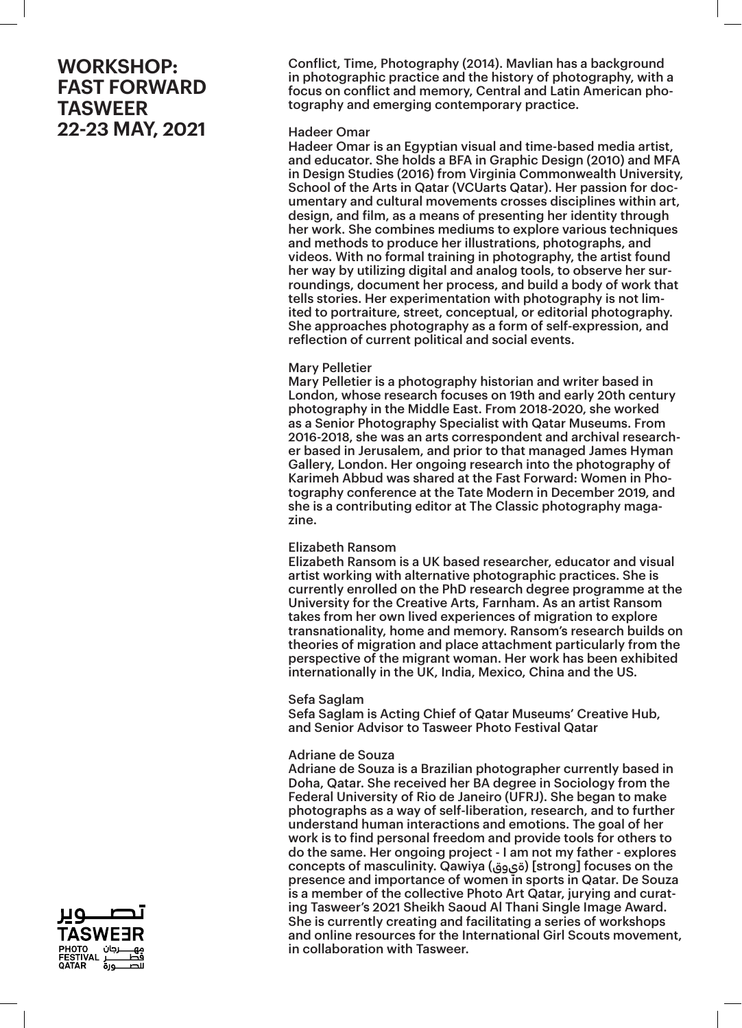# WORKSHOP: FAST FORWARD TASWEER 22-23 MAY, 2021

Conflict, Time, Photography (2014). Mavlian has a background in photographic practice and the history of photography, with a focus on conflict and memory, Central and Latin American photography and emerging contemporary practice.

Hadeer Omar
Hadeer Omar is an Egyptian visual and time-based media artist, and educator. She holds a BFA in Graphic Design (2010) and MFA in Design Studies (2016) from Virginia Commonwealth University, School of the Arts in Qatar (VCUarts Qatar). Her passion for documentary and cultural movements crosses disciplines within art, design, and film, as a means of presenting her identity through her work. She combines mediums to explore various techniques and methods to produce her illustrations, photographs, and videos. With no formal training in photography, the artist found her way by utilizing digital and analog tools, to observe her surroundings, document her process, and build a body of work that tells stories. Her experimentation with photography is not limited to portraiture, street, conceptual, or editorial photography. She approaches photography as a form of self-expression, and reflection of current political and social events.

Mary Pelletier
Mary Pelletier is a photography historian and writer based in London, whose research focuses on 19th and early 20th century photography in the Middle East. From 2018-2020, she worked as a Senior Photography Specialist with Qatar Museums. From 2016-2018, she was an arts correspondent and archival researcher based in Jerusalem, and prior to that managed James Hyman Gallery, London. Her ongoing research into the photography of Karimeh Abbud was shared at the Fast Forward: Women in Photography conference at the Tate Modern in December 2019, and she is a contributing editor at The Classic photography magazine.

Elizabeth Ransom
Elizabeth Ransom is a UK based researcher, educator and visual artist working with alternative photographic practices. She is currently enrolled on the PhD research degree programme at the University for the Creative Arts, Farnham. As an artist Ransom takes from her own lived experiences of migration to explore transnationality, home and memory. Ransom's research builds on theories of migration and place attachment particularly from the perspective of the migrant woman. Her work has been exhibited internationally in the UK, India, Mexico, China and the US.

Sefa Saglam
Sefa Saglam is Acting Chief of Qatar Museums' Creative Hub, and Senior Advisor to Tasweer Photo Festival Qatar

Adriane de Souza
Adriane de Souza is a Brazilian photographer currently based in Doha, Qatar. She received her BA degree in Sociology from the Federal University of Rio de Janeiro (UFRJ). She began to make photographs as a way of self-liberation, research, and to further understand human interactions and emotions. The goal of her work is to find personal freedom and provide tools for others to do the same. Her ongoing project - I am not my father - explores concepts of masculinity. Qawiya (قوية) [strong] focuses on the presence and importance of women in sports in Qatar. De Souza is a member of the collective Photo Art Qatar, jurying and curating Tasweer's 2021 Sheikh Saoud Al Thani Single Image Award. She is currently creating and facilitating a series of workshops and online resources for the International Girl Scouts movement, in collaboration with Tasweer.

تصوير
TASWEER
PHOTO FESTIVAL QATAR
مهرجان قطر للصورة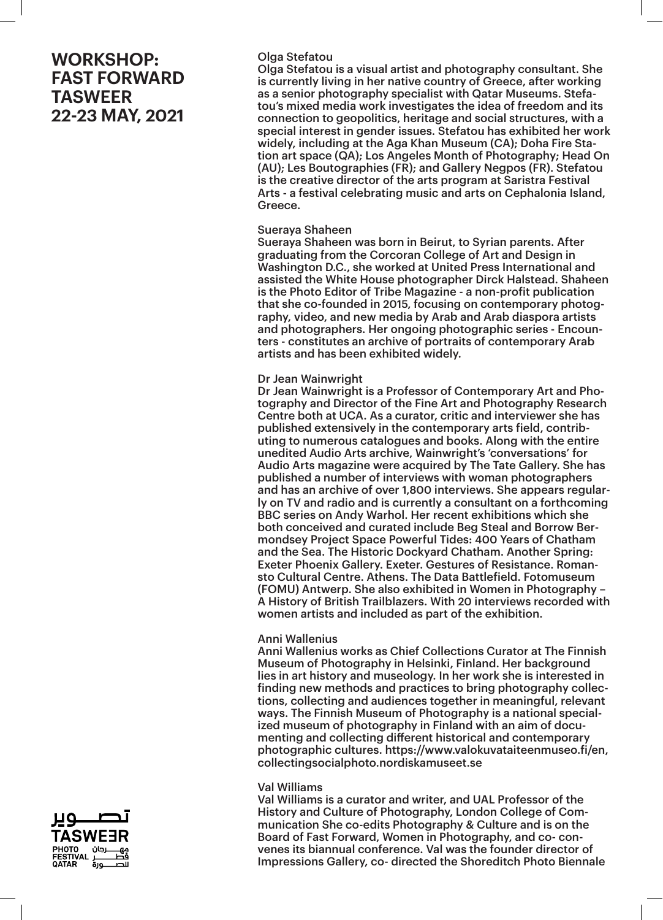# WORKSHOP: FAST FORWARD TASWEER 22-23 MAY, 2021

Olga Stefatou

Olga Stefatou is a visual artist and photography consultant. She is currently living in her native country of Greece, after working as a senior photography specialist with Qatar Museums. Stefatou's mixed media work investigates the idea of freedom and its connection to geopolitics, heritage and social structures, with a special interest in gender issues. Stefatou has exhibited her work widely, including at the Aga Khan Museum (CA); Doha Fire Station art space (QA); Los Angeles Month of Photography; Head On (AU); Les Boutographies (FR); and Gallery Negpos (FR). Stefatou is the creative director of the arts program at Saristra Festival Arts - a festival celebrating music and arts on Cephalonia Island, Greece.

Sueraya Shaheen

Sueraya Shaheen was born in Beirut, to Syrian parents. After graduating from the Corcoran College of Art and Design in Washington D.C., she worked at United Press International and assisted the White House photographer Dirck Halstead. Shaheen is the Photo Editor of Tribe Magazine - a non-profit publication that she co-founded in 2015, focusing on contemporary photography, video, and new media by Arab and Arab diaspora artists and photographers. Her ongoing photographic series - Encounters - constitutes an archive of portraits of contemporary Arab artists and has been exhibited widely.

Dr Jean Wainwright

Dr Jean Wainwright is a Professor of Contemporary Art and Photography and Director of the Fine Art and Photography Research Centre both at UCA. As a curator, critic and interviewer she has published extensively in the contemporary arts field, contributing to numerous catalogues and books. Along with the entire unedited Audio Arts archive, Wainwright's 'conversations' for Audio Arts magazine were acquired by The Tate Gallery. She has published a number of interviews with woman photographers and has an archive of over 1,800 interviews. She appears regularly on TV and radio and is currently a consultant on a forthcoming BBC series on Andy Warhol. Her recent exhibitions which she both conceived and curated include Beg Steal and Borrow Bermondsey Project Space Powerful Tides: 400 Years of Chatham and the Sea. The Historic Dockyard Chatham. Another Spring: Exeter Phoenix Gallery. Exeter. Gestures of Resistance. Romansto Cultural Centre. Athens. The Data Battlefield. Fotomuseum (FOMU) Antwerp. She also exhibited in Women in Photography – A History of British Trailblazers. With 20 interviews recorded with women artists and included as part of the exhibition.

Anni Wallenius

Anni Wallenius works as Chief Collections Curator at The Finnish Museum of Photography in Helsinki, Finland. Her background lies in art history and museology. In her work she is interested in finding new methods and practices to bring photography collections, collecting and audiences together in meaningful, relevant ways. The Finnish Museum of Photography is a national specialized museum of photography in Finland with an aim of documenting and collecting different historical and contemporary photographic cultures. https://www.valokuvataiteenmuseo.fi/en, collectingsocialphoto.nordiskamuseet.se

Val Williams

Val Williams is a curator and writer, and UAL Professor of the History and Culture of Photography, London College of Communication She co-edits Photography & Culture and is on the Board of Fast Forward, Women in Photography, and co- convenes its biannual conference. Val was the founder director of Impressions Gallery, co- directed the Shoreditch Photo Biennale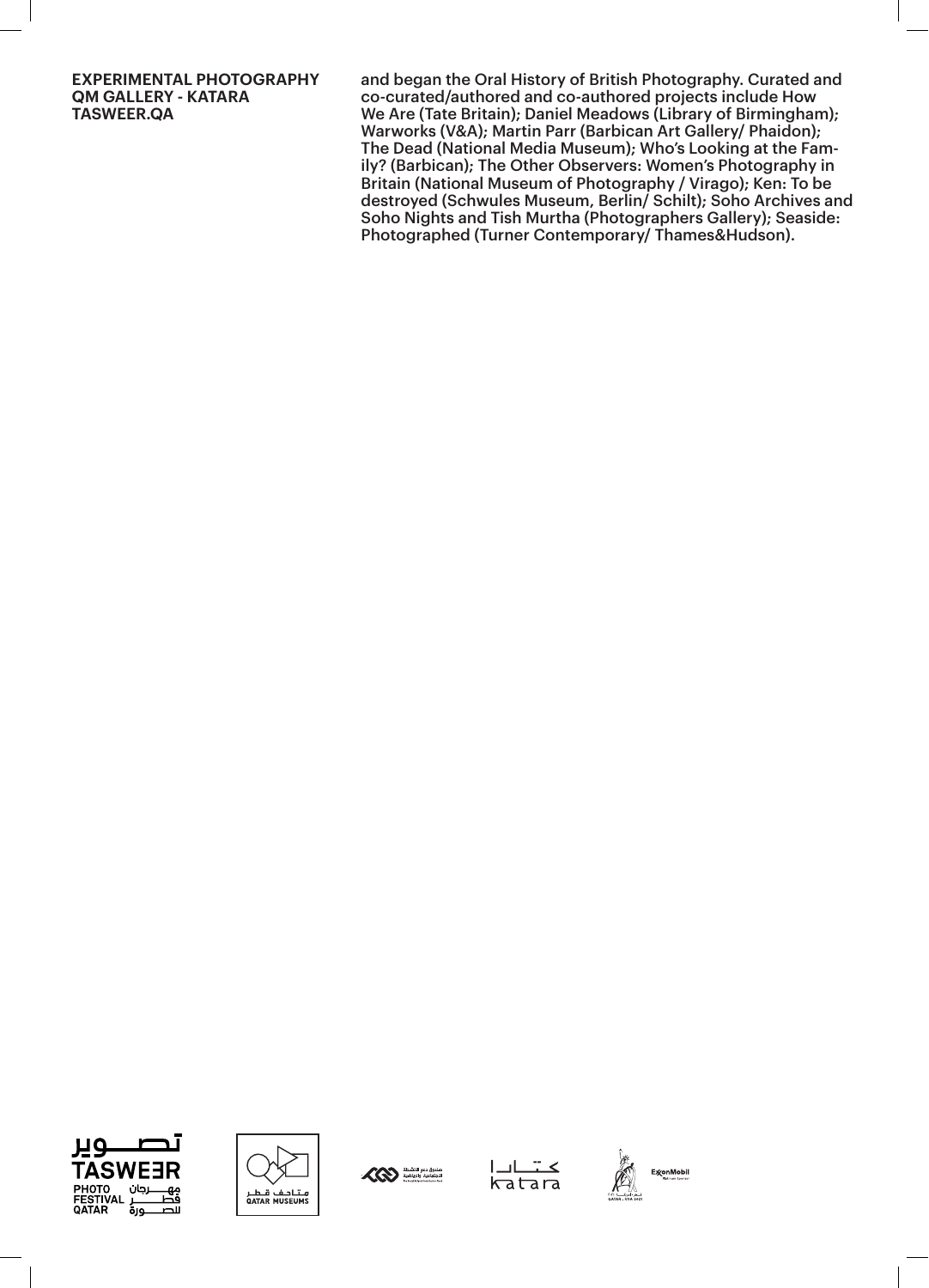**EXPERIMENTAL PHOTOGRAPHY**
**QM GALLERY - KATARA**
**TASWEER.QA**

and began the Oral History of British Photography. Curated and co-curated/authored and co-authored projects include How We Are (Tate Britain); Daniel Meadows (Library of Birmingham); Warworks (V&A); Martin Parr (Barbican Art Gallery/ Phaidon); The Dead (National Media Museum); Who's Looking at the Family? (Barbican); The Other Observers: Women's Photography in Britain (National Museum of Photography / Virago); Ken: To be destroyed (Schwules Museum, Berlin/ Schilt); Soho Archives and Soho Nights and Tish Murtha (Photographers Gallery); Seaside: Photographed (Turner Contemporary/ Thames&Hudson).

تصوير TASWEER PHOTO FESTIVAL QATAR مهرجان قطر للصورة

متاحف قطر QATAR MUSEUMS

صندوق دعم الأنشطة الاجتماعية والرياضية

كتارا katara

QATAR - USA 2021

ExxonMobil